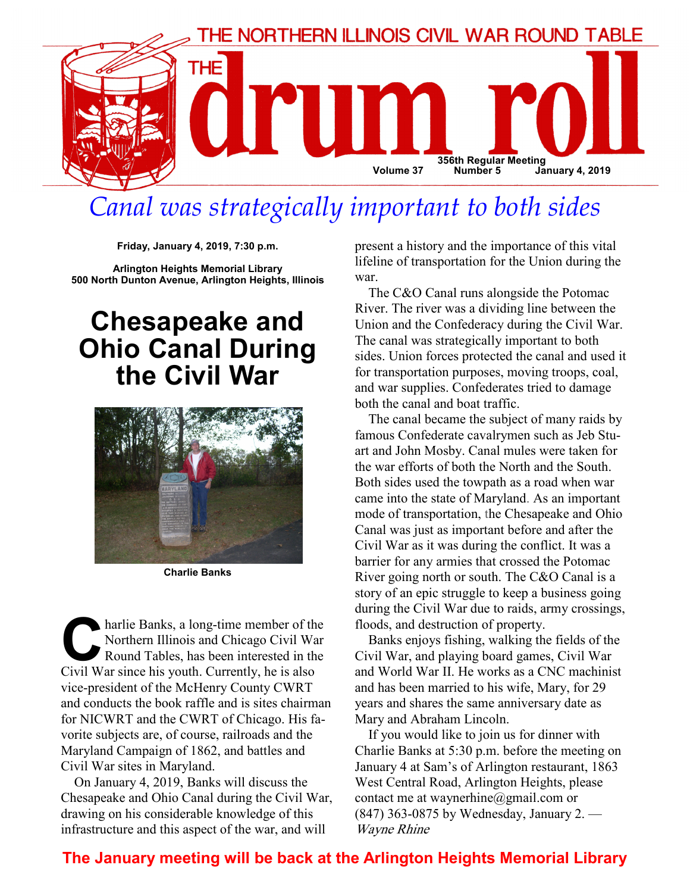THE NORTHERN ILLINOIS CIVIL WAR ROUND TABLE

# THE drum roll

Volume 37 | 356th Regular Meeting Number 5 | January 4, 2019

## *Canal was strategically important to both sides*

**Friday, January 4, 2019, 7:30 p.m.**

**Arlington Heights Memorial Library**
**500 North Dunton Avenue, Arlington Heights, Illinois**

# Chesapeake and Ohio Canal During the Civil War

**Charlie Banks**

Charlie Banks, a long-time member of the Northern Illinois and Chicago Civil War Round Tables, has been interested in the Civil War since his youth. Currently, he is also vice-president of the McHenry County CWRT and conducts the book raffle and is sites chairman for NICWRT and the CWRT of Chicago. His favorite subjects are, of course, railroads and the Maryland Campaign of 1862, and battles and Civil War sites in Maryland.

On January 4, 2019, Banks will discuss the Chesapeake and Ohio Canal during the Civil War, drawing on his considerable knowledge of this infrastructure and this aspect of the war, and will present a history and the importance of this vital lifeline of transportation for the Union during the war.

The C&O Canal runs alongside the Potomac River. The river was a dividing line between the Union and the Confederacy during the Civil War. The canal was strategically important to both sides. Union forces protected the canal and used it for transportation purposes, moving troops, coal, and war supplies. Confederates tried to damage both the canal and boat traffic.

The canal became the subject of many raids by famous Confederate cavalrymen such as Jeb Stuart and John Mosby. Canal mules were taken for the war efforts of both the North and the South. Both sides used the towpath as a road when war came into the state of Maryland. As an important mode of transportation, the Chesapeake and Ohio Canal was just as important before and after the Civil War as it was during the conflict. It was a barrier for any armies that crossed the Potomac River going north or south. The C&O Canal is a story of an epic struggle to keep a business going during the Civil War due to raids, army crossings, floods, and destruction of property.

Banks enjoys fishing, walking the fields of the Civil War, and playing board games, Civil War and World War II. He works as a CNC machinist and has been married to his wife, Mary, for 29 years and shares the same anniversary date as Mary and Abraham Lincoln.

If you would like to join us for dinner with Charlie Banks at 5:30 p.m. before the meeting on January 4 at Sam's of Arlington restaurant, 1863 West Central Road, Arlington Heights, please contact me at waynerhine@gmail.com or (847) 363-0875 by Wednesday, January 2. — *Wayne Rhine*

**The January meeting will be back at the Arlington Heights Memorial Library**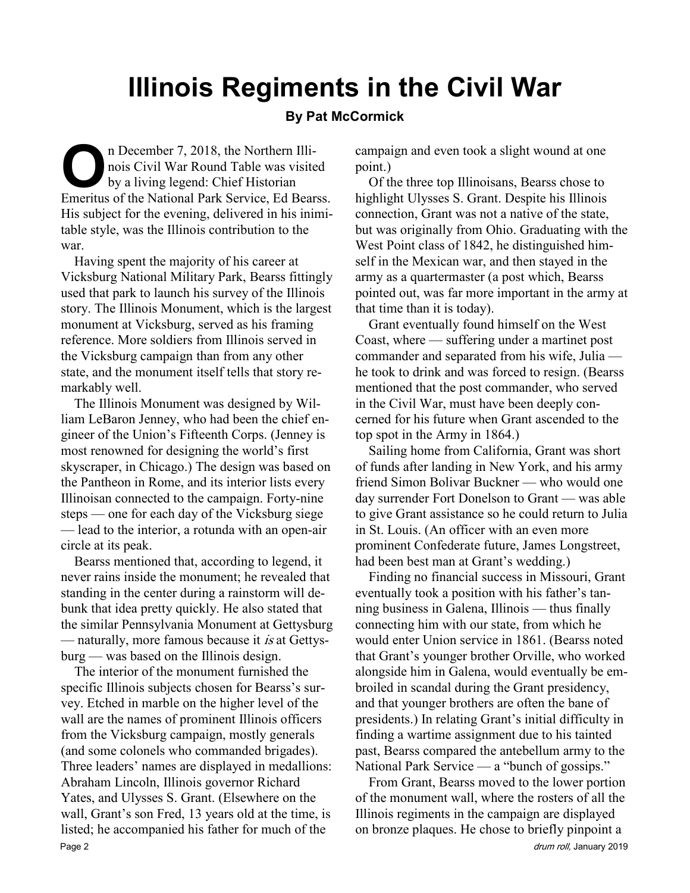# Illinois Regiments in the Civil War

**By Pat McCormick**

On December 7, 2018, the Northern Illinois Civil War Round Table was visited by a living legend: Chief Historian Emeritus of the National Park Service, Ed Bearss. His subject for the evening, delivered in his inimitable style, was the Illinois contribution to the war.

Having spent the majority of his career at Vicksburg National Military Park, Bearss fittingly used that park to launch his survey of the Illinois story. The Illinois Monument, which is the largest monument at Vicksburg, served as his framing reference. More soldiers from Illinois served in the Vicksburg campaign than from any other state, and the monument itself tells that story remarkably well.

The Illinois Monument was designed by William LeBaron Jenney, who had been the chief engineer of the Union's Fifteenth Corps. (Jenney is most renowned for designing the world's first skyscraper, in Chicago.) The design was based on the Pantheon in Rome, and its interior lists every Illinoisan connected to the campaign. Forty-nine steps — one for each day of the Vicksburg siege — lead to the interior, a rotunda with an open-air circle at its peak.

Bearss mentioned that, according to legend, it never rains inside the monument; he revealed that standing in the center during a rainstorm will debunk that idea pretty quickly. He also stated that the similar Pennsylvania Monument at Gettysburg — naturally, more famous because it *is* at Gettysburg — was based on the Illinois design.

The interior of the monument furnished the specific Illinois subjects chosen for Bearss's survey. Etched in marble on the higher level of the wall are the names of prominent Illinois officers from the Vicksburg campaign, mostly generals (and some colonels who commanded brigades). Three leaders' names are displayed in medallions: Abraham Lincoln, Illinois governor Richard Yates, and Ulysses S. Grant. (Elsewhere on the wall, Grant's son Fred, 13 years old at the time, is listed; he accompanied his father for much of the campaign and even took a slight wound at one point.)

Of the three top Illinoisans, Bearss chose to highlight Ulysses S. Grant. Despite his Illinois connection, Grant was not a native of the state, but was originally from Ohio. Graduating with the West Point class of 1842, he distinguished himself in the Mexican war, and then stayed in the army as a quartermaster (a post which, Bearss pointed out, was far more important in the army at that time than it is today).

Grant eventually found himself on the West Coast, where — suffering under a martinet post commander and separated from his wife, Julia — he took to drink and was forced to resign. (Bearss mentioned that the post commander, who served in the Civil War, must have been deeply concerned for his future when Grant ascended to the top spot in the Army in 1864.)

Sailing home from California, Grant was short of funds after landing in New York, and his army friend Simon Bolivar Buckner — who would one day surrender Fort Donelson to Grant — was able to give Grant assistance so he could return to Julia in St. Louis. (An officer with an even more prominent Confederate future, James Longstreet, had been best man at Grant's wedding.)

Finding no financial success in Missouri, Grant eventually took a position with his father's tanning business in Galena, Illinois — thus finally connecting him with our state, from which he would enter Union service in 1861. (Bearss noted that Grant's younger brother Orville, who worked alongside him in Galena, would eventually be embroiled in scandal during the Grant presidency, and that younger brothers are often the bane of presidents.) In relating Grant's initial difficulty in finding a wartime assignment due to his tainted past, Bearss compared the antebellum army to the National Park Service — a "bunch of gossips."

From Grant, Bearss moved to the lower portion of the monument wall, where the rosters of all the Illinois regiments in the campaign are displayed on bronze plaques. He chose to briefly pinpoint a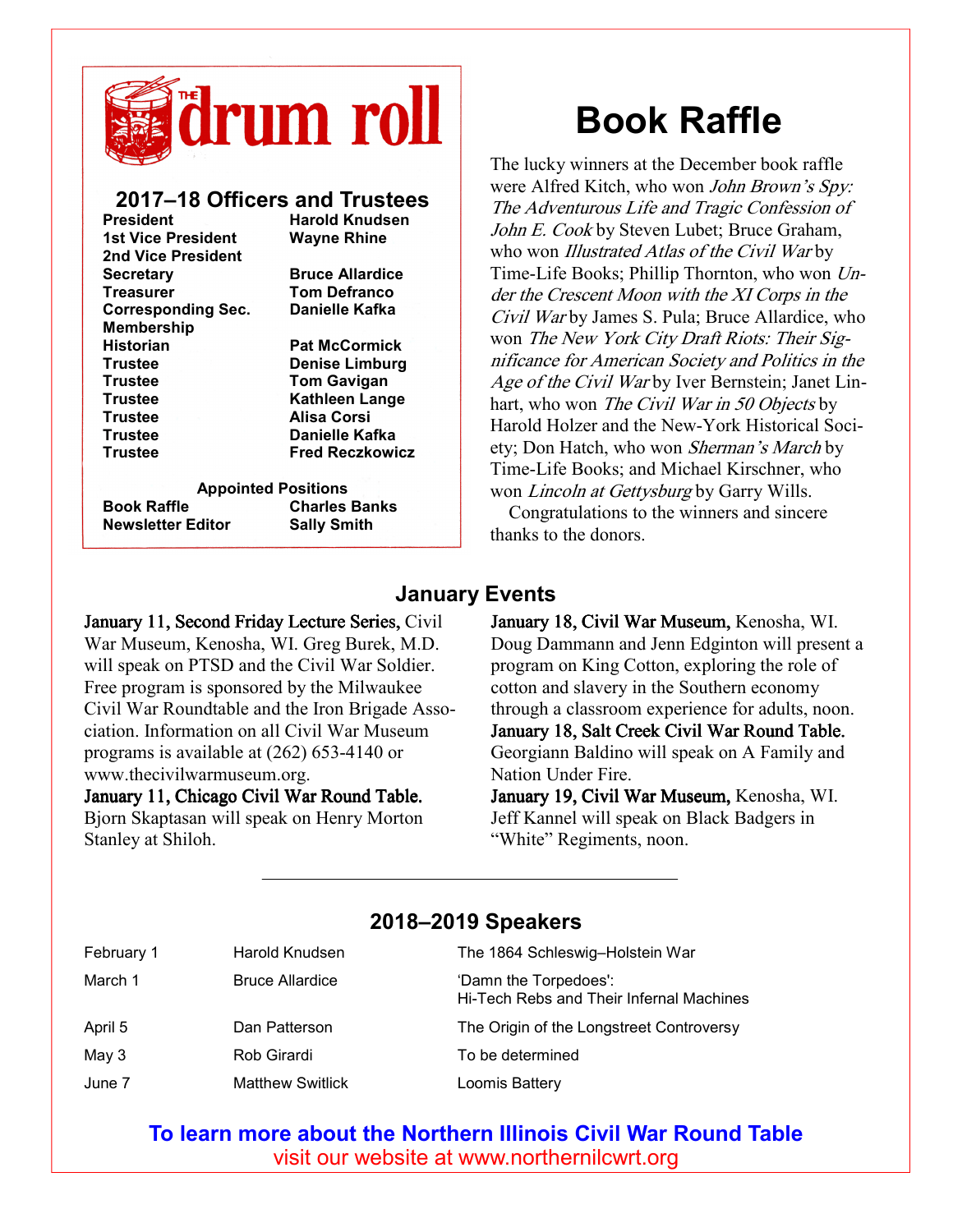# THE drum roll

## 2017–18 Officers and Trustees

| | |
|---|---|
| **President** | **Harold Knudsen** |
| **1st Vice President** | **Wayne Rhine** |
| **2nd Vice President** | |
| **Secretary** | **Bruce Allardice** |
| **Treasurer** | **Tom Defranco** |
| **Corresponding Sec.** | **Danielle Kafka** |
| **Membership** | |
| **Historian** | **Pat McCormick** |
| **Trustee** | **Denise Limburg** |
| **Trustee** | **Tom Gavigan** |
| **Trustee** | **Kathleen Lange** |
| **Trustee** | **Alisa Corsi** |
| **Trustee** | **Danielle Kafka** |
| **Trustee** | **Fred Reczkowicz** |

**Appointed Positions**

| | |
|---|---|
| **Book Raffle** | **Charles Banks** |
| **Newsletter Editor** | **Sally Smith** |

# Book Raffle

The lucky winners at the December book raffle were Alfred Kitch, who won *John Brown's Spy: The Adventurous Life and Tragic Confession of John E. Cook* by Steven Lubet; Bruce Graham, who won *Illustrated Atlas of the Civil War* by Time-Life Books; Phillip Thornton, who won *Under the Crescent Moon with the XI Corps in the Civil War* by James S. Pula; Bruce Allardice, who won *The New York City Draft Riots: Their Significance for American Society and Politics in the Age of the Civil War* by Iver Bernstein; Janet Linhart, who won *The Civil War in 50 Objects* by Harold Holzer and the New-York Historical Society; Don Hatch, who won *Sherman's March* by Time-Life Books; and Michael Kirschner, who won *Lincoln at Gettysburg* by Garry Wills.

Congratulations to the winners and sincere thanks to the donors.

## January Events

**January 11, Second Friday Lecture Series,** Civil War Museum, Kenosha, WI. Greg Burek, M.D. will speak on PTSD and the Civil War Soldier. Free program is sponsored by the Milwaukee Civil War Roundtable and the Iron Brigade Association. Information on all Civil War Museum programs is available at (262) 653-4140 or www.thecivilwarmuseum.org.

**January 11, Chicago Civil War Round Table.** Bjorn Skaptasan will speak on Henry Morton Stanley at Shiloh.

**January 18, Civil War Museum,** Kenosha, WI. Doug Dammann and Jenn Edginton will present a program on King Cotton, exploring the role of cotton and slavery in the Southern economy through a classroom experience for adults, noon.

**January 18, Salt Creek Civil War Round Table.** Georgiann Baldino will speak on A Family and Nation Under Fire.

**January 19, Civil War Museum,** Kenosha, WI. Jeff Kannel will speak on Black Badgers in "White" Regiments, noon.

---

## 2018–2019 Speakers

| | | |
|---|---|---|
| February 1 | Harold Knudsen | The 1864 Schleswig–Holstein War |
| March 1 | Bruce Allardice | 'Damn the Torpedoes': Hi-Tech Rebs and Their Infernal Machines |
| April 5 | Dan Patterson | The Origin of the Longstreet Controversy |
| May 3 | Rob Girardi | To be determined |
| June 7 | Matthew Switlick | Loomis Battery |

**To learn more about the Northern Illinois Civil War Round Table**
visit our website at www.northernilcwrt.org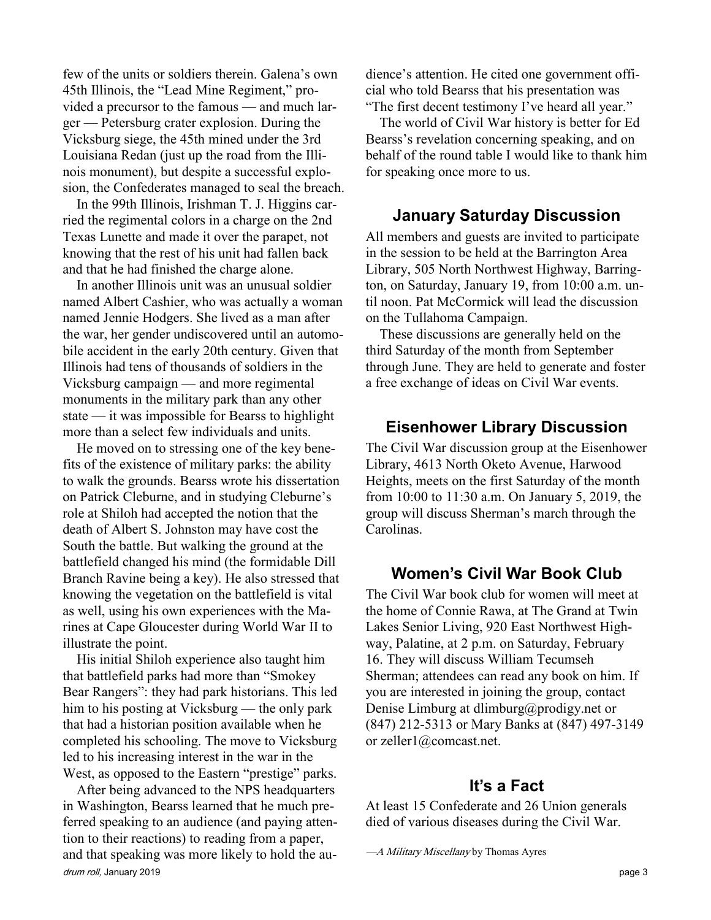few of the units or soldiers therein. Galena's own 45th Illinois, the "Lead Mine Regiment," provided a precursor to the famous — and much larger — Petersburg crater explosion. During the Vicksburg siege, the 45th mined under the 3rd Louisiana Redan (just up the road from the Illinois monument), but despite a successful explosion, the Confederates managed to seal the breach.

In the 99th Illinois, Irishman T. J. Higgins carried the regimental colors in a charge on the 2nd Texas Lunette and made it over the parapet, not knowing that the rest of his unit had fallen back and that he had finished the charge alone.

In another Illinois unit was an unusual soldier named Albert Cashier, who was actually a woman named Jennie Hodgers. She lived as a man after the war, her gender undiscovered until an automobile accident in the early 20th century. Given that Illinois had tens of thousands of soldiers in the Vicksburg campaign — and more regimental monuments in the military park than any other state — it was impossible for Bearss to highlight more than a select few individuals and units.

He moved on to stressing one of the key benefits of the existence of military parks: the ability to walk the grounds. Bearss wrote his dissertation on Patrick Cleburne, and in studying Cleburne's role at Shiloh had accepted the notion that the death of Albert S. Johnston may have cost the South the battle. But walking the ground at the battlefield changed his mind (the formidable Dill Branch Ravine being a key). He also stressed that knowing the vegetation on the battlefield is vital as well, using his own experiences with the Marines at Cape Gloucester during World War II to illustrate the point.

His initial Shiloh experience also taught him that battlefield parks had more than "Smokey Bear Rangers": they had park historians. This led him to his posting at Vicksburg — the only park that had a historian position available when he completed his schooling. The move to Vicksburg led to his increasing interest in the war in the West, as opposed to the Eastern "prestige" parks.

After being advanced to the NPS headquarters in Washington, Bearss learned that he much preferred speaking to an audience (and paying attention to their reactions) to reading from a paper, and that speaking was more likely to hold the audience's attention. He cited one government official who told Bearss that his presentation was "The first decent testimony I've heard all year."

The world of Civil War history is better for Ed Bearss's revelation concerning speaking, and on behalf of the round table I would like to thank him for speaking once more to us.

## January Saturday Discussion

All members and guests are invited to participate in the session to be held at the Barrington Area Library, 505 North Northwest Highway, Barrington, on Saturday, January 19, from 10:00 a.m. until noon. Pat McCormick will lead the discussion on the Tullahoma Campaign.

These discussions are generally held on the third Saturday of the month from September through June. They are held to generate and foster a free exchange of ideas on Civil War events.

## Eisenhower Library Discussion

The Civil War discussion group at the Eisenhower Library, 4613 North Oketo Avenue, Harwood Heights, meets on the first Saturday of the month from 10:00 to 11:30 a.m. On January 5, 2019, the group will discuss Sherman's march through the Carolinas.

## Women's Civil War Book Club

The Civil War book club for women will meet at the home of Connie Rawa, at The Grand at Twin Lakes Senior Living, 920 East Northwest Highway, Palatine, at 2 p.m. on Saturday, February 16. They will discuss William Tecumseh Sherman; attendees can read any book on him. If you are interested in joining the group, contact Denise Limburg at dlimburg@prodigy.net or (847) 212-5313 or Mary Banks at (847) 497-3149 or zeller1@comcast.net.

## It's a Fact

At least 15 Confederate and 26 Union generals died of various diseases during the Civil War.

—*A Military Miscellany* by Thomas Ayres